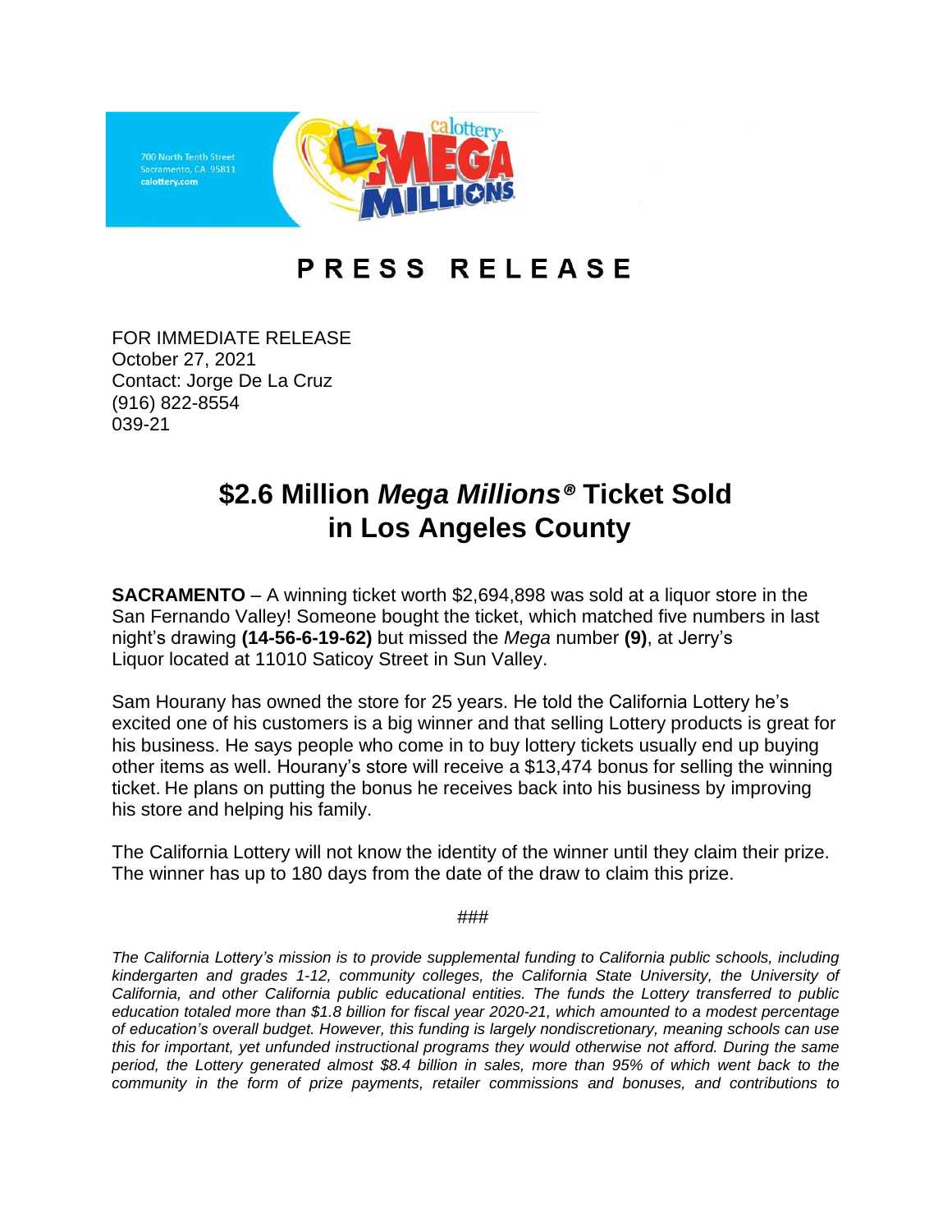700 North Tenth Street
Sacramento, CA 95811
calottery.com

# PRESS RELEASE

FOR IMMEDIATE RELEASE
October 27, 2021
Contact: Jorge De La Cruz
(916) 822-8554
039-21

## $2.6 Million *Mega Millions®* Ticket Sold in Los Angeles County

**SACRAMENTO** – A winning ticket worth $2,694,898 was sold at a liquor store in the San Fernando Valley! Someone bought the ticket, which matched five numbers in last night's drawing **(14-56-6-19-62)** but missed the *Mega* number **(9)**, at Jerry's Liquor located at 11010 Saticoy Street in Sun Valley.

Sam Hourany has owned the store for 25 years. He told the California Lottery he's excited one of his customers is a big winner and that selling Lottery products is great for his business. He says people who come in to buy lottery tickets usually end up buying other items as well. Hourany's store will receive a $13,474 bonus for selling the winning ticket. He plans on putting the bonus he receives back into his business by improving his store and helping his family.

The California Lottery will not know the identity of the winner until they claim their prize. The winner has up to 180 days from the date of the draw to claim this prize.

###

*The California Lottery's mission is to provide supplemental funding to California public schools, including kindergarten and grades 1-12, community colleges, the California State University, the University of California, and other California public educational entities. The funds the Lottery transferred to public education totaled more than $1.8 billion for fiscal year 2020-21, which amounted to a modest percentage of education's overall budget. However, this funding is largely nondiscretionary, meaning schools can use this for important, yet unfunded instructional programs they would otherwise not afford. During the same period, the Lottery generated almost $8.4 billion in sales, more than 95% of which went back to the community in the form of prize payments, retailer commissions and bonuses, and contributions to*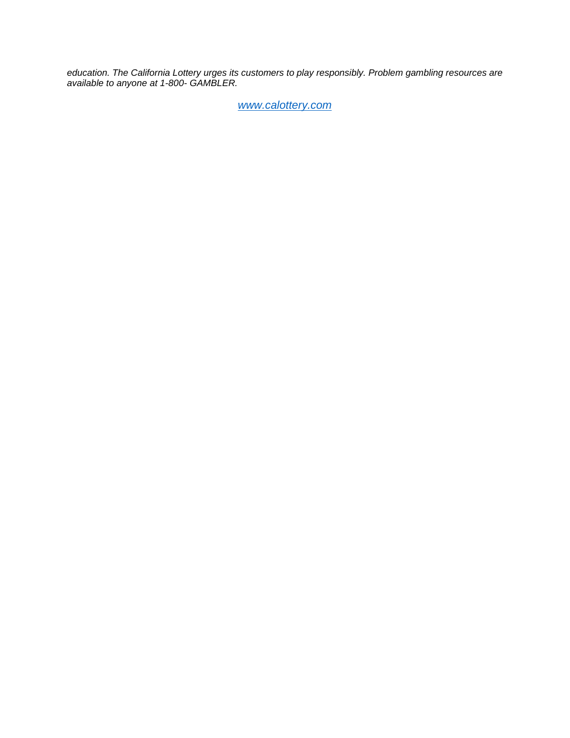*education. The California Lottery urges its customers to play responsibly. Problem gambling resources are available to anyone at 1-800- GAMBLER.*

*[www.calottery.com](http://www.calottery.com)*